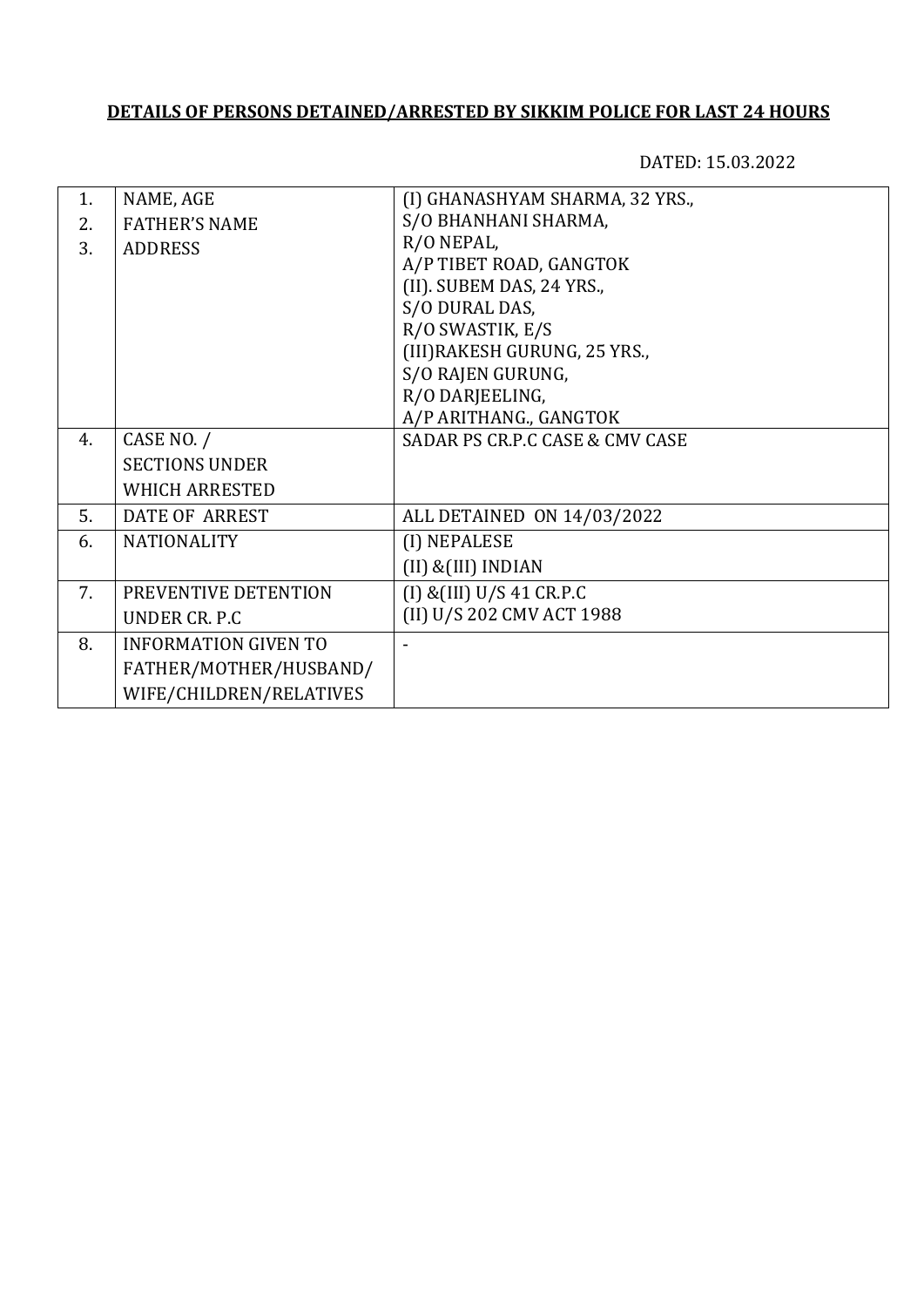**DETAILS OF PERSONS DETAINED/ARRESTED BY SIKKIM POLICE FOR LAST 24 HOURS**

DATED: 15.03.2022

| | | |
|---|---|---|
| 1.<br>2.<br>3. | NAME, AGE<br>FATHER'S NAME<br>ADDRESS | (I) GHANASHYAM SHARMA, 32 YRS.,<br>S/O BHANHANI SHARMA,<br>R/O NEPAL,<br>A/P TIBET ROAD, GANGTOK<br>(II). SUBEM DAS, 24 YRS.,<br>S/O DURAL DAS,<br>R/O SWASTIK, E/S<br>(III)RAKESH GURUNG, 25 YRS.,<br>S/O RAJEN GURUNG,<br>R/O DARJEELING,<br>A/P ARITHANG., GANGTOK |
| 4. | CASE NO. /<br>SECTIONS UNDER<br>WHICH ARRESTED | SADAR PS CR.P.C CASE & CMV CASE |
| 5. | DATE OF ARREST | ALL DETAINED ON 14/03/2022 |
| 6. | NATIONALITY | (I) NEPALESE<br>(II) &(III) INDIAN |
| 7. | PREVENTIVE DETENTION<br>UNDER CR. P.C | (I) &(III) U/S 41 CR.P.C<br>(II) U/S 202 CMV ACT 1988 |
| 8. | INFORMATION GIVEN TO<br>FATHER/MOTHER/HUSBAND/<br>WIFE/CHILDREN/RELATIVES | - |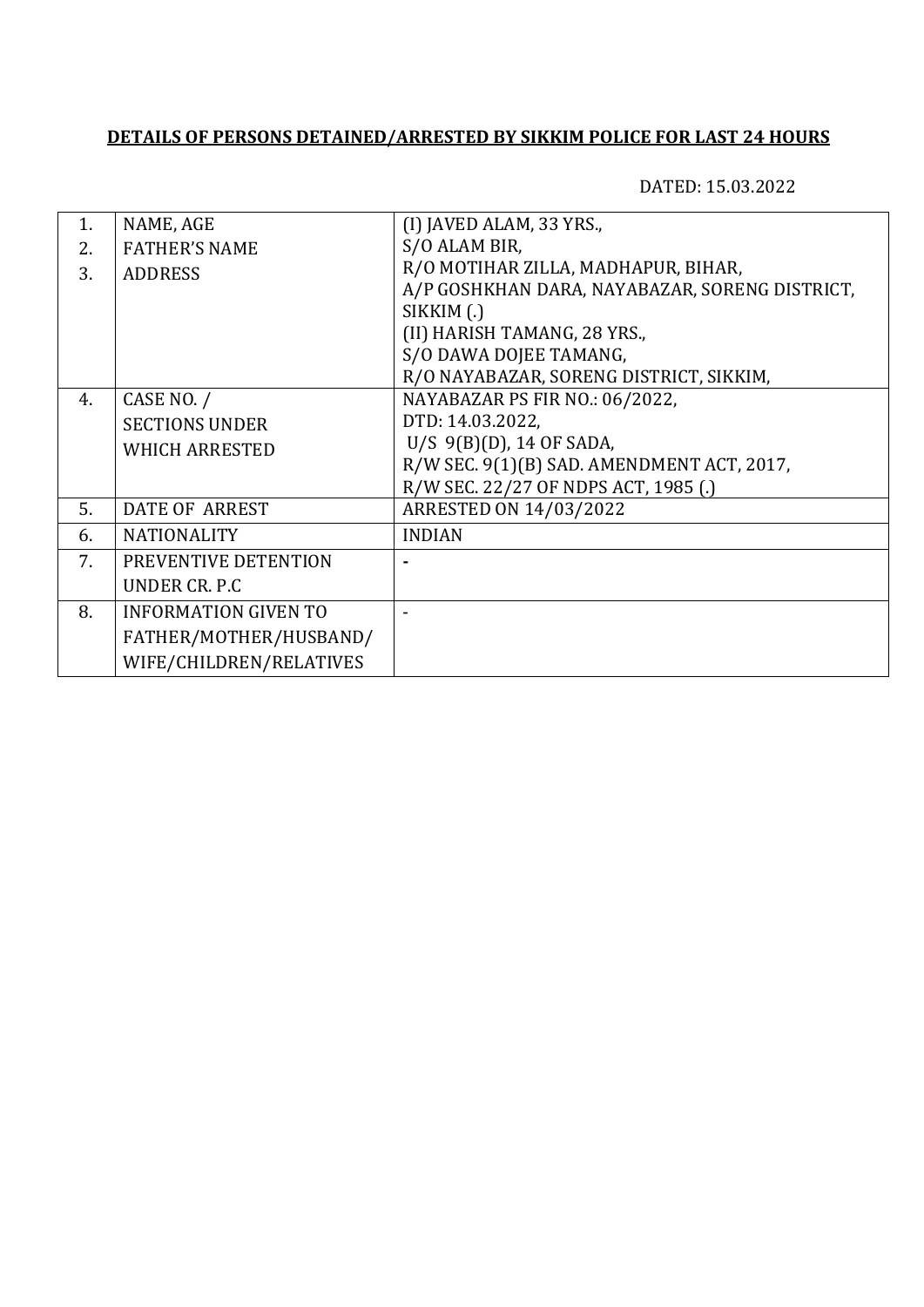**DETAILS OF PERSONS DETAINED/ARRESTED BY SIKKIM POLICE FOR LAST 24 HOURS**

DATED: 15.03.2022

| | | |
|---|---|---|
| 1.<br>2.<br>3. | NAME, AGE<br>FATHER'S NAME<br>ADDRESS | (I) JAVED ALAM, 33 YRS.,<br>S/O ALAM BIR,<br>R/O MOTIHAR ZILLA, MADHAPUR, BIHAR,<br>A/P GOSHKHAN DARA, NAYABAZAR, SORENG DISTRICT, SIKKIM (.)<br>(II) HARISH TAMANG, 28 YRS.,<br>S/O DAWA DOJEE TAMANG,<br>R/O NAYABAZAR, SORENG DISTRICT, SIKKIM, |
| 4. | CASE NO. /<br>SECTIONS UNDER<br>WHICH ARRESTED | NAYABAZAR PS FIR NO.: 06/2022,<br>DTD: 14.03.2022,<br>U/S 9(B)(D), 14 OF SADA,<br>R/W SEC. 9(1)(B) SAD. AMENDMENT ACT, 2017,<br>R/W SEC. 22/27 OF NDPS ACT, 1985 (.) |
| 5. | DATE OF ARREST | ARRESTED ON 14/03/2022 |
| 6. | NATIONALITY | INDIAN |
| 7. | PREVENTIVE DETENTION UNDER CR. P.C | - |
| 8. | INFORMATION GIVEN TO FATHER/MOTHER/HUSBAND/ WIFE/CHILDREN/RELATIVES | - |